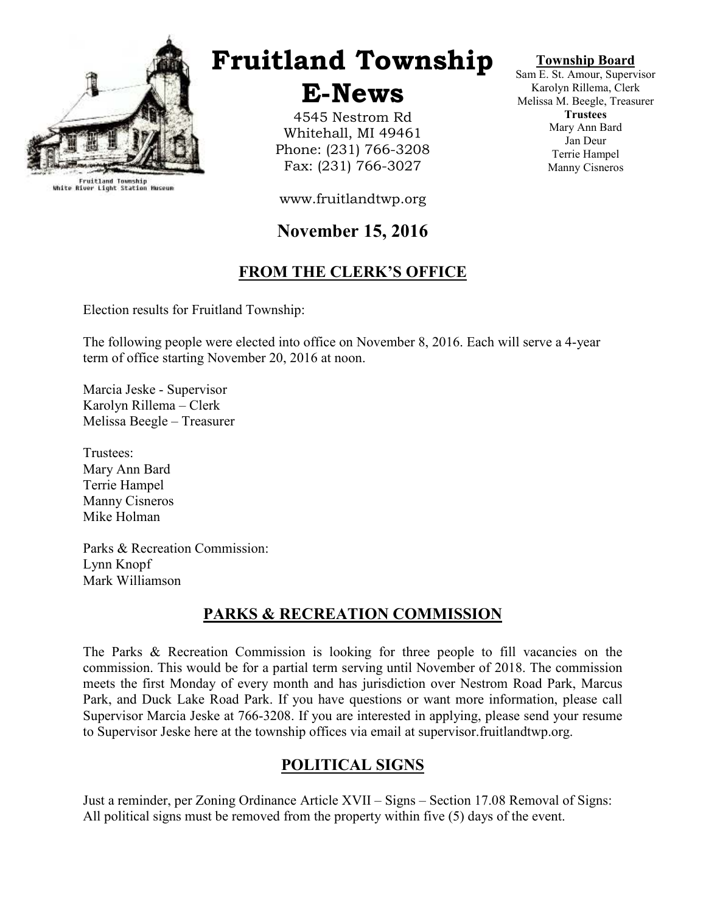# Fruitland Township E-News

Fruitland Township White River Light Station Museum

4545 Nestrom Rd
Whitehall, MI 49461
Phone: (231) 766-3208
Fax: (231) 766-3027

www.fruitlandtwp.org

**Township Board**
Sam E. St. Amour, Supervisor
Karolyn Rillema, Clerk
Melissa M. Beegle, Treasurer
**Trustees**
Mary Ann Bard
Jan Deur
Terrie Hampel
Manny Cisneros

## November 15, 2016

## FROM THE CLERK'S OFFICE

Election results for Fruitland Township:

The following people were elected into office on November 8, 2016. Each will serve a 4-year term of office starting November 20, 2016 at noon.

Marcia Jeske - Supervisor
Karolyn Rillema – Clerk
Melissa Beegle – Treasurer

Trustees:
Mary Ann Bard
Terrie Hampel
Manny Cisneros
Mike Holman

Parks & Recreation Commission:
Lynn Knopf
Mark Williamson

## PARKS & RECREATION COMMISSION

The Parks & Recreation Commission is looking for three people to fill vacancies on the commission. This would be for a partial term serving until November of 2018. The commission meets the first Monday of every month and has jurisdiction over Nestrom Road Park, Marcus Park, and Duck Lake Road Park. If you have questions or want more information, please call Supervisor Marcia Jeske at 766-3208. If you are interested in applying, please send your resume to Supervisor Jeske here at the township offices via email at supervisor.fruitlandtwp.org.

## POLITICAL SIGNS

Just a reminder, per Zoning Ordinance Article XVII – Signs – Section 17.08 Removal of Signs: All political signs must be removed from the property within five (5) days of the event.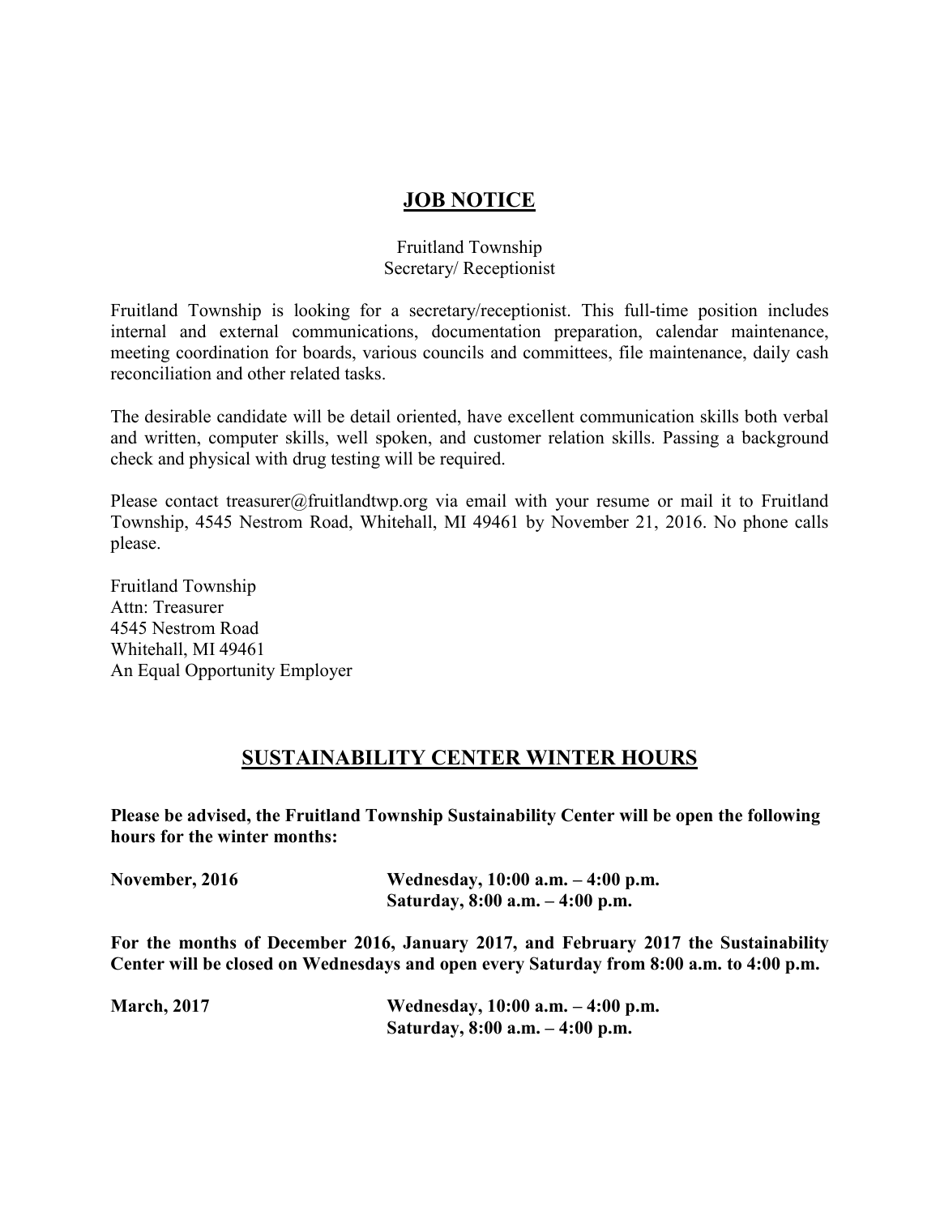## JOB NOTICE

Fruitland Township
Secretary/ Receptionist

Fruitland Township is looking for a secretary/receptionist. This full-time position includes internal and external communications, documentation preparation, calendar maintenance, meeting coordination for boards, various councils and committees, file maintenance, daily cash reconciliation and other related tasks.

The desirable candidate will be detail oriented, have excellent communication skills both verbal and written, computer skills, well spoken, and customer relation skills. Passing a background check and physical with drug testing will be required.

Please contact treasurer@fruitlandtwp.org via email with your resume or mail it to Fruitland Township, 4545 Nestrom Road, Whitehall, MI 49461 by November 21, 2016. No phone calls please.

Fruitland Township
Attn: Treasurer
4545 Nestrom Road
Whitehall, MI 49461
An Equal Opportunity Employer

## SUSTAINABILITY CENTER WINTER HOURS

**Please be advised, the Fruitland Township Sustainability Center will be open the following hours for the winter months:**

| | |
|---|---|
| **November, 2016** | **Wednesday, 10:00 a.m. – 4:00 p.m.** |
| | **Saturday, 8:00 a.m. – 4:00 p.m.** |

**For the months of December 2016, January 2017, and February 2017 the Sustainability Center will be closed on Wednesdays and open every Saturday from 8:00 a.m. to 4:00 p.m.**

| | |
|---|---|
| **March, 2017** | **Wednesday, 10:00 a.m. – 4:00 p.m.** |
| | **Saturday, 8:00 a.m. – 4:00 p.m.** |